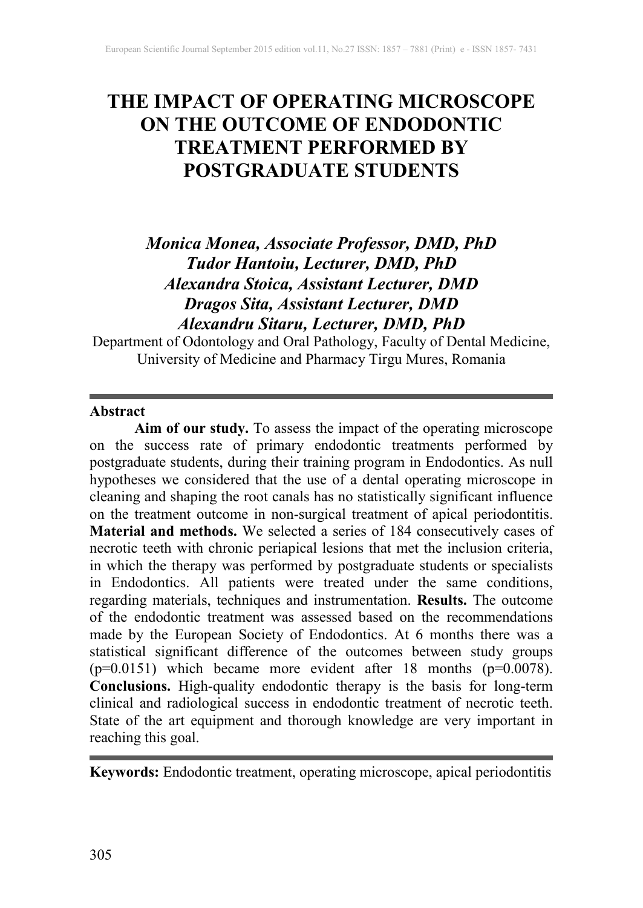# THE IMPACT OF OPERATING MICROSCOPE ON THE OUTCOME OF ENDODONTIC TREATMENT PERFORMED BY POSTGRADUATE STUDENTS

***Monica Monea, Associate Professor, DMD, PhD***
***Tudor Hantoiu, Lecturer, DMD, PhD***
***Alexandra Stoica, Assistant Lecturer, DMD***
***Dragos Sita, Assistant Lecturer, DMD***
***Alexandru Sitaru, Lecturer, DMD, PhD***

Department of Odontology and Oral Pathology, Faculty of Dental Medicine, University of Medicine and Pharmacy Tirgu Mures, Romania

---

**Abstract**

**Aim of our study.** To assess the impact of the operating microscope on the success rate of primary endodontic treatments performed by postgraduate students, during their training program in Endodontics. As null hypotheses we considered that the use of a dental operating microscope in cleaning and shaping the root canals has no statistically significant influence on the treatment outcome in non-surgical treatment of apical periodontitis. **Material and methods.** We selected a series of 184 consecutively cases of necrotic teeth with chronic periapical lesions that met the inclusion criteria, in which the therapy was performed by postgraduate students or specialists in Endodontics. All patients were treated under the same conditions, regarding materials, techniques and instrumentation. **Results.** The outcome of the endodontic treatment was assessed based on the recommendations made by the European Society of Endodontics. At 6 months there was a statistical significant difference of the outcomes between study groups ($p=0.0151$) which became more evident after 18 months ($p=0.0078$). **Conclusions.** High-quality endodontic therapy is the basis for long-term clinical and radiological success in endodontic treatment of necrotic teeth. State of the art equipment and thorough knowledge are very important in reaching this goal.

---

**Keywords:** Endodontic treatment, operating microscope, apical periodontitis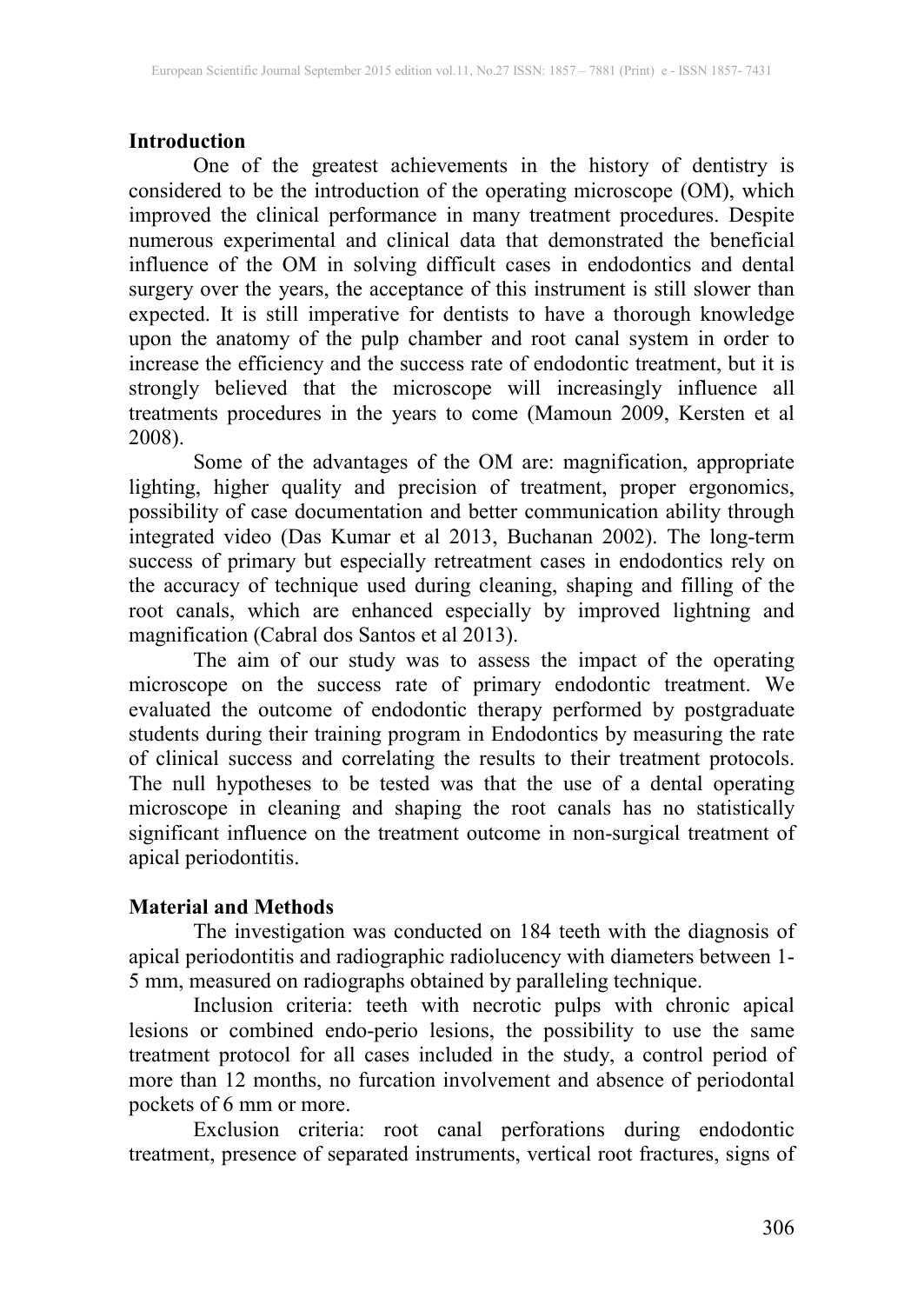**Introduction**

One of the greatest achievements in the history of dentistry is considered to be the introduction of the operating microscope (OM), which improved the clinical performance in many treatment procedures. Despite numerous experimental and clinical data that demonstrated the beneficial influence of the OM in solving difficult cases in endodontics and dental surgery over the years, the acceptance of this instrument is still slower than expected. It is still imperative for dentists to have a thorough knowledge upon the anatomy of the pulp chamber and root canal system in order to increase the efficiency and the success rate of endodontic treatment, but it is strongly believed that the microscope will increasingly influence all treatments procedures in the years to come (Mamoun 2009, Kersten et al 2008).

Some of the advantages of the OM are: magnification, appropriate lighting, higher quality and precision of treatment, proper ergonomics, possibility of case documentation and better communication ability through integrated video (Das Kumar et al 2013, Buchanan 2002). The long-term success of primary but especially retreatment cases in endodontics rely on the accuracy of technique used during cleaning, shaping and filling of the root canals, which are enhanced especially by improved lightning and magnification (Cabral dos Santos et al 2013).

The aim of our study was to assess the impact of the operating microscope on the success rate of primary endodontic treatment. We evaluated the outcome of endodontic therapy performed by postgraduate students during their training program in Endodontics by measuring the rate of clinical success and correlating the results to their treatment protocols. The null hypotheses to be tested was that the use of a dental operating microscope in cleaning and shaping the root canals has no statistically significant influence on the treatment outcome in non-surgical treatment of apical periodontitis.

**Material and Methods**

The investigation was conducted on 184 teeth with the diagnosis of apical periodontitis and radiographic radiolucency with diameters between 1-5 mm, measured on radiographs obtained by paralleling technique.

Inclusion criteria: teeth with necrotic pulps with chronic apical lesions or combined endo-perio lesions, the possibility to use the same treatment protocol for all cases included in the study, a control period of more than 12 months, no furcation involvement and absence of periodontal pockets of 6 mm or more.

Exclusion criteria: root canal perforations during endodontic treatment, presence of separated instruments, vertical root fractures, signs of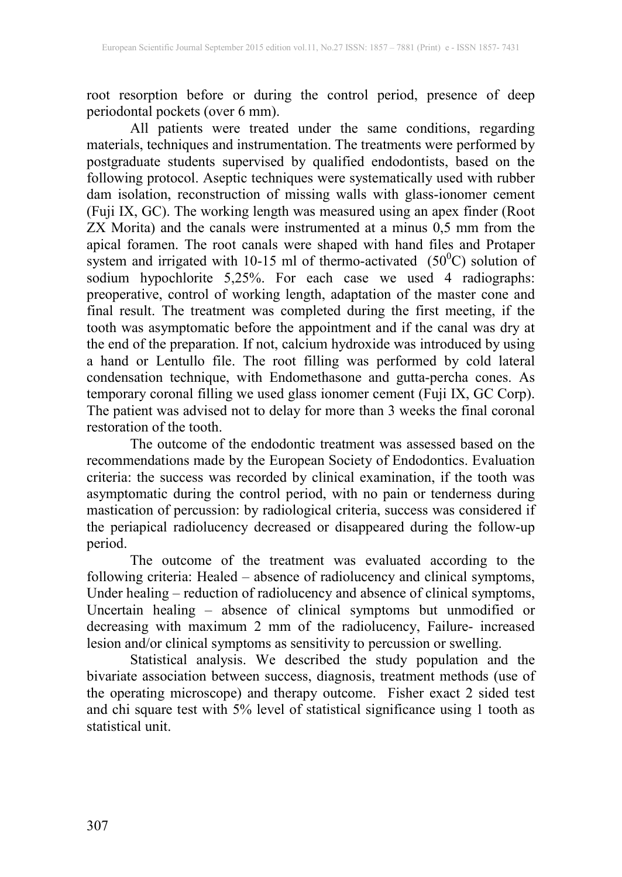root resorption before or during the control period, presence of deep periodontal pockets (over 6 mm).

All patients were treated under the same conditions, regarding materials, techniques and instrumentation. The treatments were performed by postgraduate students supervised by qualified endodontists, based on the following protocol. Aseptic techniques were systematically used with rubber dam isolation, reconstruction of missing walls with glass-ionomer cement (Fuji IX, GC). The working length was measured using an apex finder (Root ZX Morita) and the canals were instrumented at a minus 0,5 mm from the apical foramen. The root canals were shaped with hand files and Protaper system and irrigated with 10-15 ml of thermo-activated ($50^0$C) solution of sodium hypochlorite 5,25%. For each case we used 4 radiographs: preoperative, control of working length, adaptation of the master cone and final result. The treatment was completed during the first meeting, if the tooth was asymptomatic before the appointment and if the canal was dry at the end of the preparation. If not, calcium hydroxide was introduced by using a hand or Lentullo file. The root filling was performed by cold lateral condensation technique, with Endomethasone and gutta-percha cones. As temporary coronal filling we used glass ionomer cement (Fuji IX, GC Corp). The patient was advised not to delay for more than 3 weeks the final coronal restoration of the tooth.

The outcome of the endodontic treatment was assessed based on the recommendations made by the European Society of Endodontics. Evaluation criteria: the success was recorded by clinical examination, if the tooth was asymptomatic during the control period, with no pain or tenderness during mastication of percussion: by radiological criteria, success was considered if the periapical radiolucency decreased or disappeared during the follow-up period.

The outcome of the treatment was evaluated according to the following criteria: Healed – absence of radiolucency and clinical symptoms, Under healing – reduction of radiolucency and absence of clinical symptoms, Uncertain healing – absence of clinical symptoms but unmodified or decreasing with maximum 2 mm of the radiolucency, Failure- increased lesion and/or clinical symptoms as sensitivity to percussion or swelling.

Statistical analysis. We described the study population and the bivariate association between success, diagnosis, treatment methods (use of the operating microscope) and therapy outcome. Fisher exact 2 sided test and chi square test with 5% level of statistical significance using 1 tooth as statistical unit.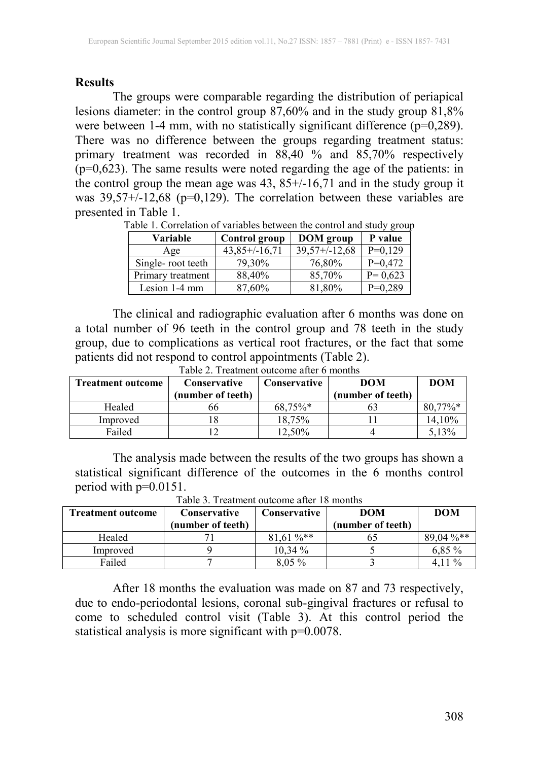**Results**

The groups were comparable regarding the distribution of periapical lesions diameter: in the control group 87,60% and in the study group 81,8% were between 1-4 mm, with no statistically significant difference (p=0,289). There was no difference between the groups regarding treatment status: primary treatment was recorded in 88,40 % and 85,70% respectively (p=0,623). The same results were noted regarding the age of the patients: in the control group the mean age was 43, 85+/-16,71 and in the study group it was 39,57+/-12,68 (p=0,129). The correlation between these variables are presented in Table 1.

Table 1. Correlation of variables between the control and study group

| Variable | Control group | DOM group | P value |
|---|---|---|---|
| Age | 43,85+/-16,71 | 39,57+/-12,68 | P=0,129 |
| Single- root teeth | 79,30% | 76,80% | P=0,472 |
| Primary treatment | 88,40% | 85,70% | P= 0,623 |
| Lesion 1-4 mm | 87,60% | 81,80% | P=0,289 |

The clinical and radiographic evaluation after 6 months was done on a total number of 96 teeth in the control group and 78 teeth in the study group, due to complications as vertical root fractures, or the fact that some patients did not respond to control appointments (Table 2).

Table 2. Treatment outcome after 6 months

| Treatment outcome | Conservative (number of teeth) | Conservative | DOM (number of teeth) | DOM |
|---|---|---|---|---|
| Healed | 66 | 68,75%* | 63 | 80,77%* |
| Improved | 18 | 18,75% | 11 | 14,10% |
| Failed | 12 | 12,50% | 4 | 5,13% |

The analysis made between the results of the two groups has shown a statistical significant difference of the outcomes in the 6 months control period with p=0.0151.

Table 3. Treatment outcome after 18 months

| Treatment outcome | Conservative (number of teeth) | Conservative | DOM (number of teeth) | DOM |
|---|---|---|---|---|
| Healed | 71 | 81,61 %** | 65 | 89,04 %** |
| Improved | 9 | 10,34 % | 5 | 6,85 % |
| Failed | 7 | 8,05 % | 3 | 4,11 % |

After 18 months the evaluation was made on 87 and 73 respectively, due to endo-periodontal lesions, coronal sub-gingival fractures or refusal to come to scheduled control visit (Table 3). At this control period the statistical analysis is more significant with p=0.0078.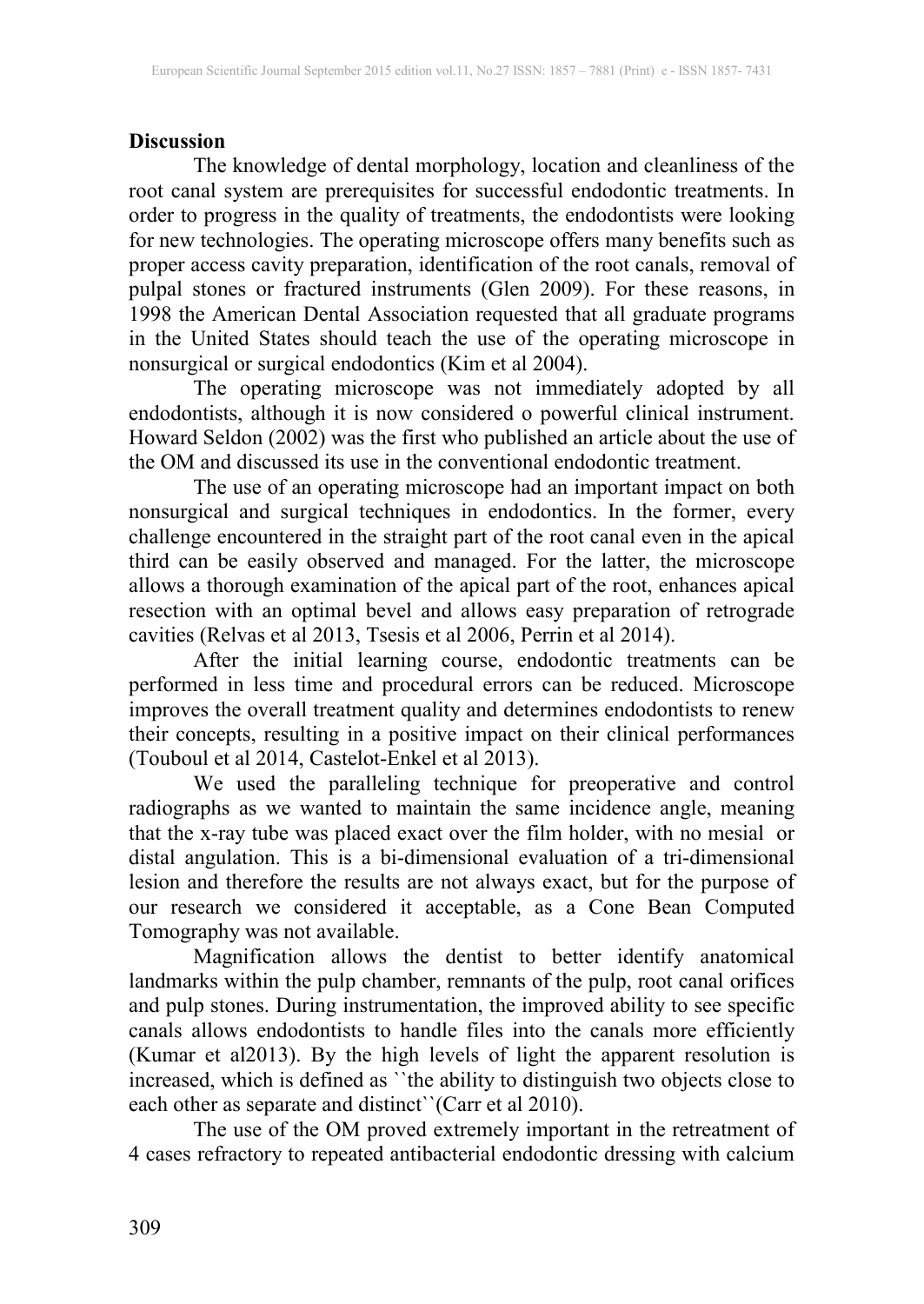**Discussion**

The knowledge of dental morphology, location and cleanliness of the root canal system are prerequisites for successful endodontic treatments. In order to progress in the quality of treatments, the endodontists were looking for new technologies. The operating microscope offers many benefits such as proper access cavity preparation, identification of the root canals, removal of pulpal stones or fractured instruments (Glen 2009). For these reasons, in 1998 the American Dental Association requested that all graduate programs in the United States should teach the use of the operating microscope in nonsurgical or surgical endodontics (Kim et al 2004).

The operating microscope was not immediately adopted by all endodontists, although it is now considered o powerful clinical instrument. Howard Seldon (2002) was the first who published an article about the use of the OM and discussed its use in the conventional endodontic treatment.

The use of an operating microscope had an important impact on both nonsurgical and surgical techniques in endodontics. In the former, every challenge encountered in the straight part of the root canal even in the apical third can be easily observed and managed. For the latter, the microscope allows a thorough examination of the apical part of the root, enhances apical resection with an optimal bevel and allows easy preparation of retrograde cavities (Relvas et al 2013, Tsesis et al 2006, Perrin et al 2014).

After the initial learning course, endodontic treatments can be performed in less time and procedural errors can be reduced. Microscope improves the overall treatment quality and determines endodontists to renew their concepts, resulting in a positive impact on their clinical performances (Touboul et al 2014, Castelot-Enkel et al 2013).

We used the paralleling technique for preoperative and control radiographs as we wanted to maintain the same incidence angle, meaning that the x-ray tube was placed exact over the film holder, with no mesial or distal angulation. This is a bi-dimensional evaluation of a tri-dimensional lesion and therefore the results are not always exact, but for the purpose of our research we considered it acceptable, as a Cone Bean Computed Tomography was not available.

Magnification allows the dentist to better identify anatomical landmarks within the pulp chamber, remnants of the pulp, root canal orifices and pulp stones. During instrumentation, the improved ability to see specific canals allows endodontists to handle files into the canals more efficiently (Kumar et al2013). By the high levels of light the apparent resolution is increased, which is defined as ``the ability to distinguish two objects close to each other as separate and distinct``(Carr et al 2010).

The use of the OM proved extremely important in the retreatment of 4 cases refractory to repeated antibacterial endodontic dressing with calcium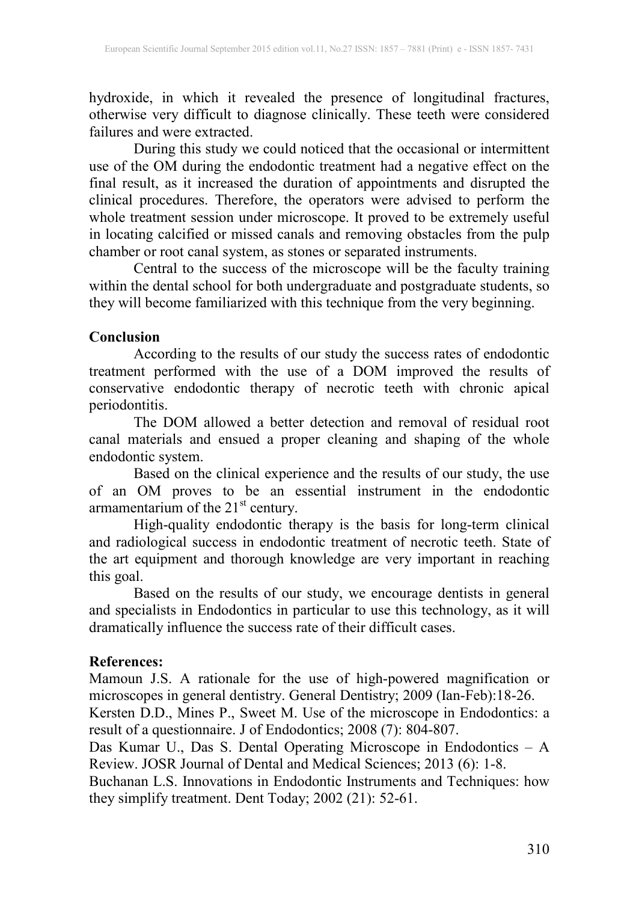hydroxide, in which it revealed the presence of longitudinal fractures, otherwise very difficult to diagnose clinically. These teeth were considered failures and were extracted.

During this study we could noticed that the occasional or intermittent use of the OM during the endodontic treatment had a negative effect on the final result, as it increased the duration of appointments and disrupted the clinical procedures. Therefore, the operators were advised to perform the whole treatment session under microscope. It proved to be extremely useful in locating calcified or missed canals and removing obstacles from the pulp chamber or root canal system, as stones or separated instruments.

Central to the success of the microscope will be the faculty training within the dental school for both undergraduate and postgraduate students, so they will become familiarized with this technique from the very beginning.

## Conclusion

According to the results of our study the success rates of endodontic treatment performed with the use of a DOM improved the results of conservative endodontic therapy of necrotic teeth with chronic apical periodontitis.

The DOM allowed a better detection and removal of residual root canal materials and ensued a proper cleaning and shaping of the whole endodontic system.

Based on the clinical experience and the results of our study, the use of an OM proves to be an essential instrument in the endodontic armamentarium of the 21st century.

High-quality endodontic therapy is the basis for long-term clinical and radiological success in endodontic treatment of necrotic teeth. State of the art equipment and thorough knowledge are very important in reaching this goal.

Based on the results of our study, we encourage dentists in general and specialists in Endodontics in particular to use this technology, as it will dramatically influence the success rate of their difficult cases.

## References:

Mamoun J.S. A rationale for the use of high-powered magnification or microscopes in general dentistry. General Dentistry; 2009 (Ian-Feb):18-26.

Kersten D.D., Mines P., Sweet M. Use of the microscope in Endodontics: a result of a questionnaire. J of Endodontics; 2008 (7): 804-807.

Das Kumar U., Das S. Dental Operating Microscope in Endodontics – A Review. JOSR Journal of Dental and Medical Sciences; 2013 (6): 1-8.

Buchanan L.S. Innovations in Endodontic Instruments and Techniques: how they simplify treatment. Dent Today; 2002 (21): 52-61.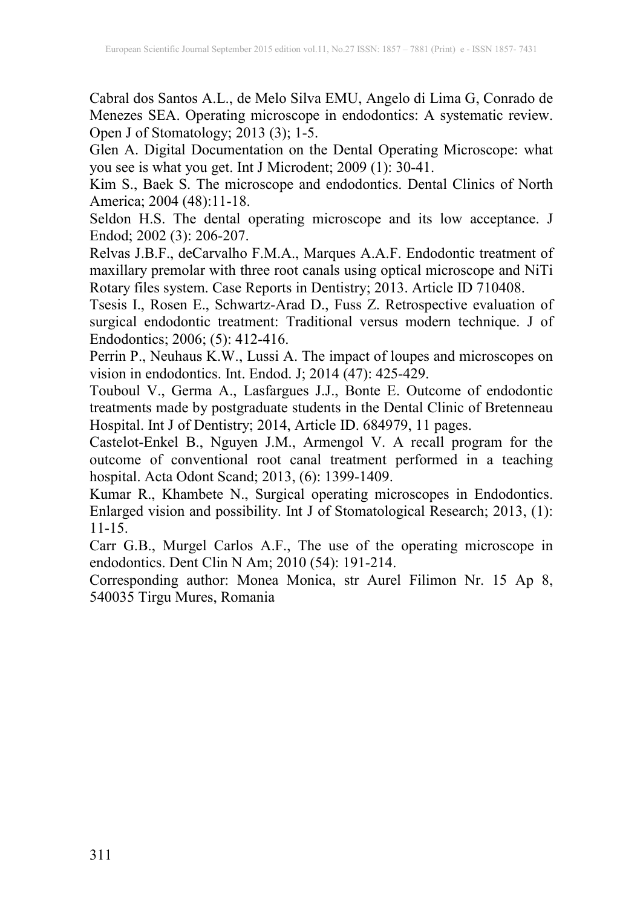Cabral dos Santos A.L., de Melo Silva EMU, Angelo di Lima G, Conrado de Menezes SEA. Operating microscope in endodontics: A systematic review. Open J of Stomatology; 2013 (3); 1-5.

Glen A. Digital Documentation on the Dental Operating Microscope: what you see is what you get. Int J Microdent; 2009 (1): 30-41.

Kim S., Baek S. The microscope and endodontics. Dental Clinics of North America; 2004 (48):11-18.

Seldon H.S. The dental operating microscope and its low acceptance. J Endod; 2002 (3): 206-207.

Relvas J.B.F., deCarvalho F.M.A., Marques A.A.F. Endodontic treatment of maxillary premolar with three root canals using optical microscope and NiTi Rotary files system. Case Reports in Dentistry; 2013. Article ID 710408.

Tsesis I., Rosen E., Schwartz-Arad D., Fuss Z. Retrospective evaluation of surgical endodontic treatment: Traditional versus modern technique. J of Endodontics; 2006; (5): 412-416.

Perrin P., Neuhaus K.W., Lussi A. The impact of loupes and microscopes on vision in endodontics. Int. Endod. J; 2014 (47): 425-429.

Touboul V., Germa A., Lasfargues J.J., Bonte E. Outcome of endodontic treatments made by postgraduate students in the Dental Clinic of Bretenneau Hospital. Int J of Dentistry; 2014, Article ID. 684979, 11 pages.

Castelot-Enkel B., Nguyen J.M., Armengol V. A recall program for the outcome of conventional root canal treatment performed in a teaching hospital. Acta Odont Scand; 2013, (6): 1399-1409.

Kumar R., Khambete N., Surgical operating microscopes in Endodontics. Enlarged vision and possibility. Int J of Stomatological Research; 2013, (1): 11-15.

Carr G.B., Murgel Carlos A.F., The use of the operating microscope in endodontics. Dent Clin N Am; 2010 (54): 191-214.

Corresponding author: Monea Monica, str Aurel Filimon Nr. 15 Ap 8, 540035 Tirgu Mures, Romania